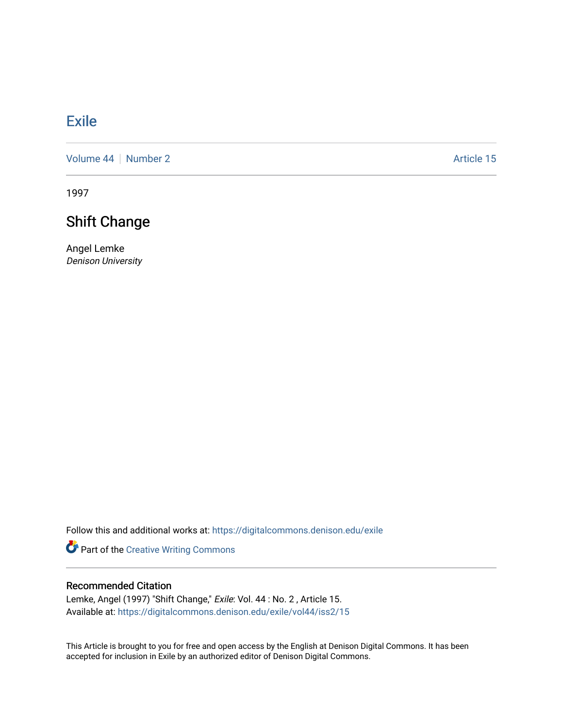# Exile

Volume 44 | Number 2 | Article 15

1997

## Shift Change

Angel Lemke
*Denison University*

Follow this and additional works at: https://digitalcommons.denison.edu/exile

Part of the Creative Writing Commons

### Recommended Citation

Lemke, Angel (1997) "Shift Change," *Exile*: Vol. 44 : No. 2 , Article 15.
Available at: https://digitalcommons.denison.edu/exile/vol44/iss2/15

This Article is brought to you for free and open access by the English at Denison Digital Commons. It has been accepted for inclusion in Exile by an authorized editor of Denison Digital Commons.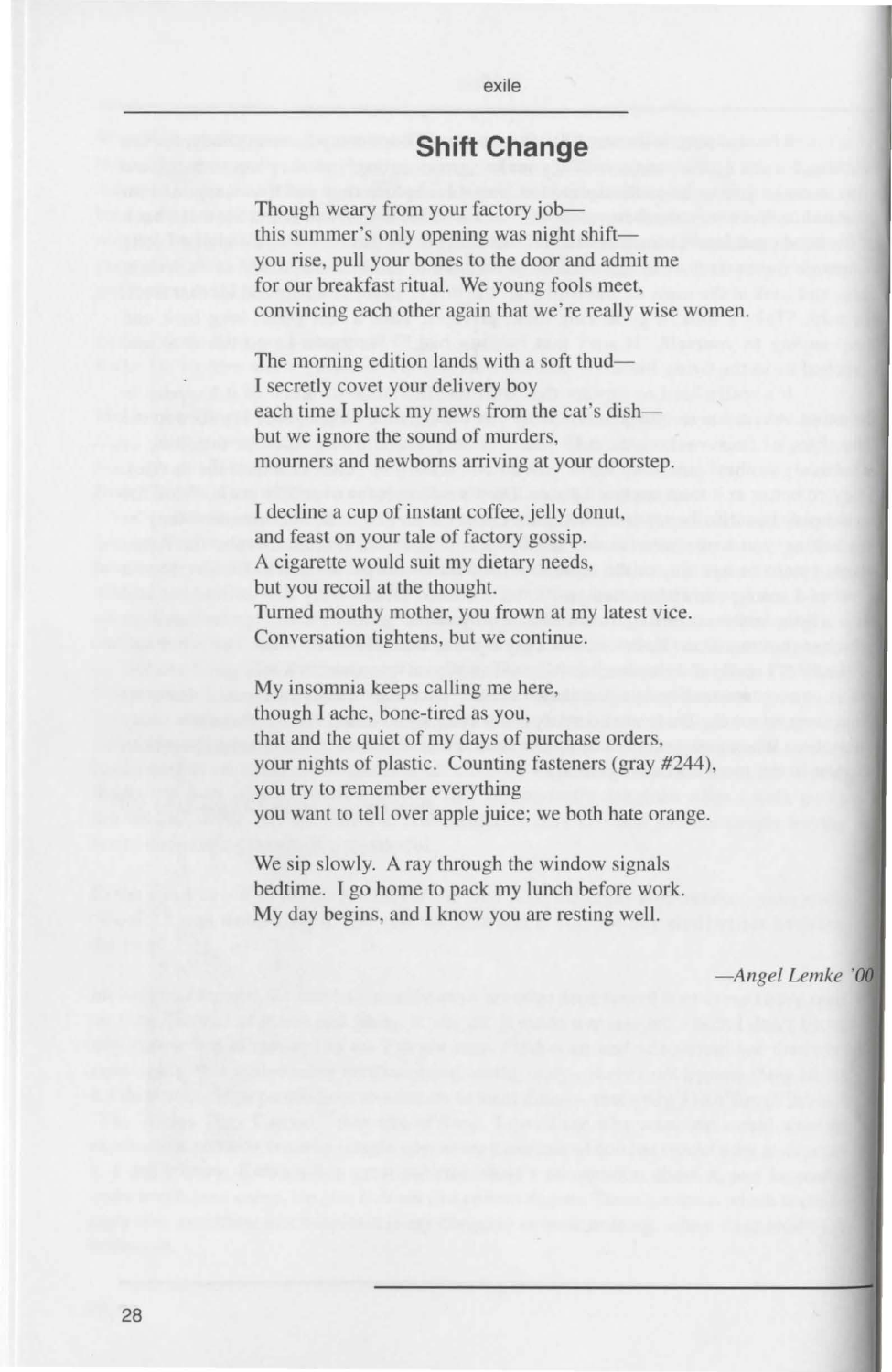## Shift Change

Though weary from your factory job—
this summer's only opening was night shift—
you rise, pull your bones to the door and admit me
for our breakfast ritual. We young fools meet,
convincing each other again that we're really wise women.

The morning edition lands with a soft thud—
I secretly covet your delivery boy
each time I pluck my news from the cat's dish—
but we ignore the sound of murders,
mourners and newborns arriving at your doorstep.

I decline a cup of instant coffee, jelly donut,
and feast on your tale of factory gossip.
A cigarette would suit my dietary needs,
but you recoil at the thought.
Turned mouthy mother, you frown at my latest vice.
Conversation tightens, but we continue.

My insomnia keeps calling me here,
though I ache, bone-tired as you,
that and the quiet of my days of purchase orders,
your nights of plastic. Counting fasteners (gray #244),
you try to remember everything
you want to tell over apple juice; we both hate orange.

We sip slowly. A ray through the window signals
bedtime. I go home to pack my lunch before work.
My day begins, and I know you are resting well.

*—Angel Lemke '00*